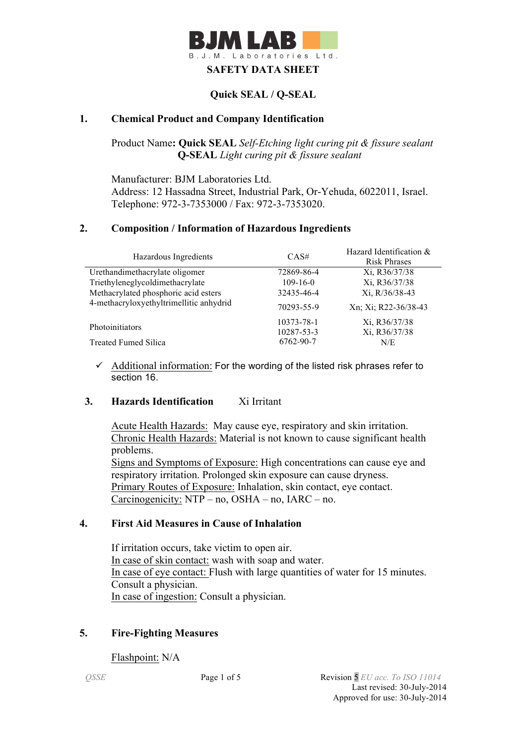BJM LAB

B.J.M. Laboratories Ltd.

# SAFETY DATA SHEET

## Quick SEAL / Q-SEAL

## 1. Chemical Product and Company Identification

Product Name**: Quick SEAL** *Self-Etching light curing pit & fissure sealant*
**Q-SEAL** *Light curing pit & fissure sealant*

Manufacturer: BJM Laboratories Ltd.
Address: 12 Hassadna Street, Industrial Park, Or-Yehuda, 6022011, Israel.
Telephone: 972-3-7353000 / Fax: 972-3-7353020.

## 2. Composition / Information of Hazardous Ingredients

| Hazardous Ingredients | CAS# | Hazard Identification & Risk Phrases |
|---|---|---|
| Urethandimethacrylate oligomer | 72869-86-4 | Xi, R36/37/38 |
| Triethyleneglycoldimethacrylate | 109-16-0 | Xi, R36/37/38 |
| Methacrylated phosphoric acid esters | 32435-46-4 | Xi, R/36/38-43 |
| 4-methacryloxyethyltrimellitic anhydrid | 70293-55-9 | Xn; Xi; R22-36/38-43 |
| Photoinitiators | 10373-78-1<br>10287-53-3 | Xi, R36/37/38<br>Xi, R36/37/38 |
| Treated Fumed Silica | 6762-90-7 | N/E |

- ✓ Additional information: For the wording of the listed risk phrases refer to section 16.

## 3. Hazards Identification    Xi Irritant

Acute Health Hazards: May cause eye, respiratory and skin irritation.
Chronic Health Hazards: Material is not known to cause significant health problems.
Signs and Symptoms of Exposure: High concentrations can cause eye and respiratory irritation. Prolonged skin exposure can cause dryness.
Primary Routes of Exposure: Inhalation, skin contact, eye contact.
Carcinogenicity: NTP – no, OSHA – no, IARC – no.

## 4. First Aid Measures in Cause of Inhalation

If irritation occurs, take victim to open air.
In case of skin contact: wash with soap and water.
In case of eye contact: Flush with large quantities of water for 15 minutes. Consult a physician.
In case of ingestion: Consult a physician.

## 5. Fire-Fighting Measures

Flashpoint: N/A

QSSE    Revision 5 *EU acc. To ISO 11014*
Last revised: 30-July-2014
Approved for use: 30-July-2014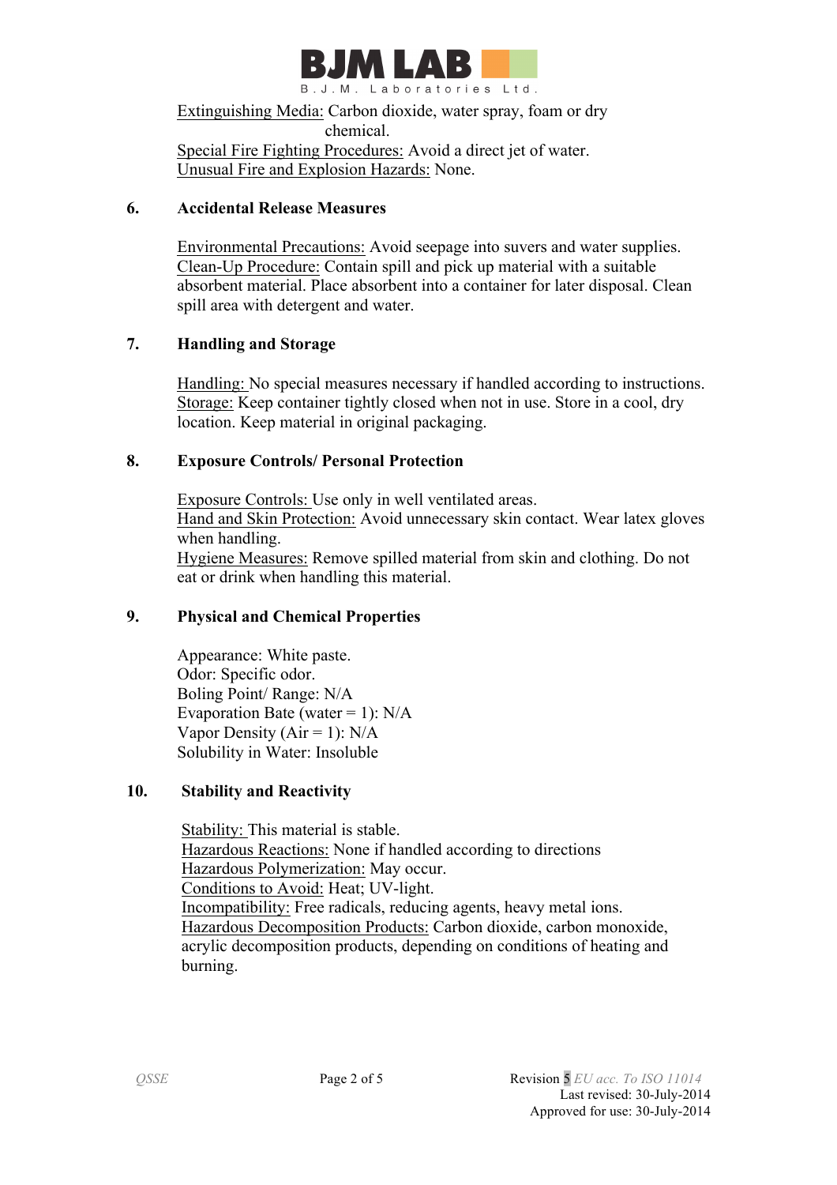Extinguishing Media: Carbon dioxide, water spray, foam or dry chemical.
Special Fire Fighting Procedures: Avoid a direct jet of water.
Unusual Fire and Explosion Hazards: None.

## 6. Accidental Release Measures

Environmental Precautions: Avoid seepage into suvers and water supplies.
Clean-Up Procedure: Contain spill and pick up material with a suitable absorbent material. Place absorbent into a container for later disposal. Clean spill area with detergent and water.

## 7. Handling and Storage

Handling: No special measures necessary if handled according to instructions.
Storage: Keep container tightly closed when not in use. Store in a cool, dry location. Keep material in original packaging.

## 8. Exposure Controls/ Personal Protection

Exposure Controls: Use only in well ventilated areas.
Hand and Skin Protection: Avoid unnecessary skin contact. Wear latex gloves when handling.
Hygiene Measures: Remove spilled material from skin and clothing. Do not eat or drink when handling this material.

## 9. Physical and Chemical Properties

Appearance: White paste.
Odor: Specific odor.
Boling Point/ Range: N/A
Evaporation Bate (water = 1): N/A
Vapor Density (Air = 1): N/A
Solubility in Water: Insoluble

## 10. Stability and Reactivity

Stability: This material is stable.
Hazardous Reactions: None if handled according to directions
Hazardous Polymerization: May occur.
Conditions to Avoid: Heat; UV-light.
Incompatibility: Free radicals, reducing agents, heavy metal ions.
Hazardous Decomposition Products: Carbon dioxide, carbon monoxide, acrylic decomposition products, depending on conditions of heating and burning.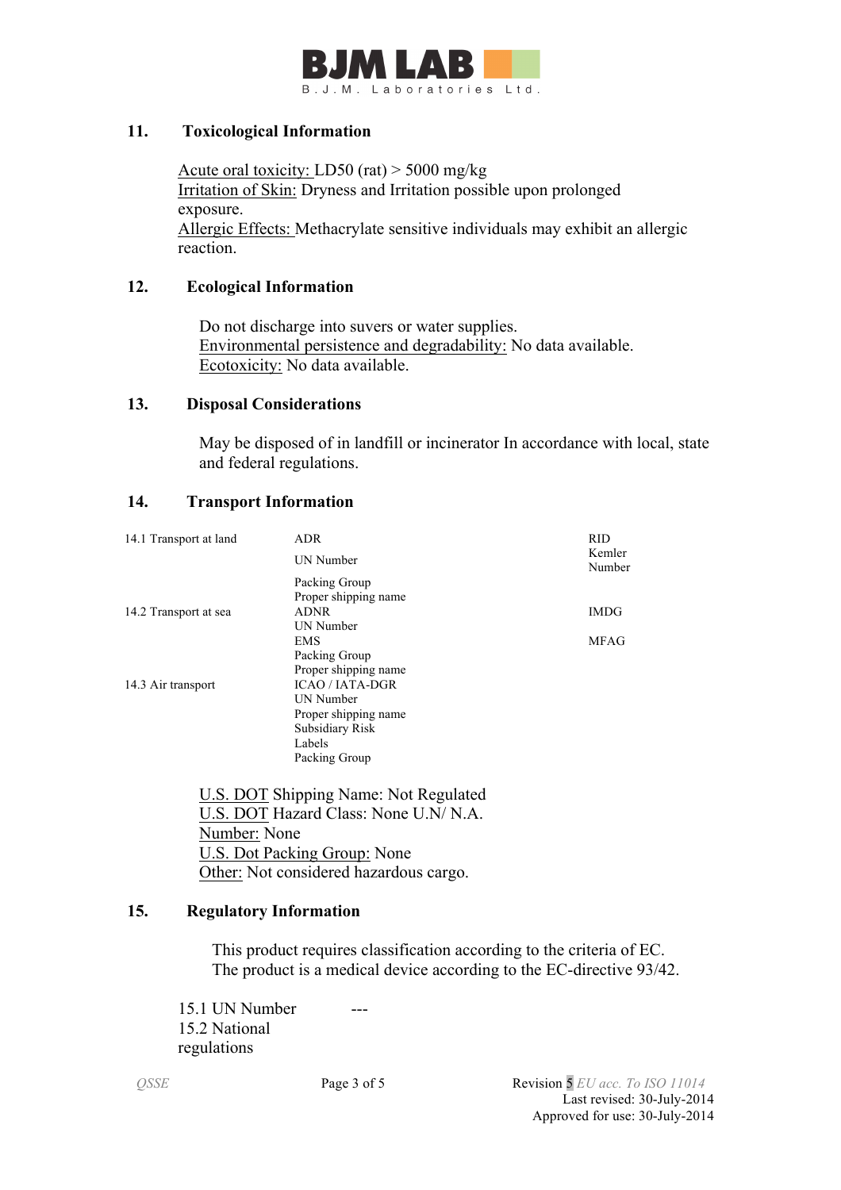## 11. Toxicological Information

Acute oral toxicity: LD50 (rat) > 5000 mg/kg
Irritation of Skin: Dryness and Irritation possible upon prolonged exposure.
Allergic Effects: Methacrylate sensitive individuals may exhibit an allergic reaction.

## 12. Ecological Information

Do not discharge into suvers or water supplies.
Environmental persistence and degradability: No data available.
Ecotoxicity: No data available.

## 13. Disposal Considerations

May be disposed of in landfill or incinerator In accordance with local, state and federal regulations.

## 14. Transport Information

| | | |
|---|---|---|
| 14.1 Transport at land | ADR | RID |
| | UN Number | Kemler Number |
| | Packing Group | |
| | Proper shipping name | |
| 14.2 Transport at sea | ADNR | IMDG |
| | UN Number | |
| | EMS | MFAG |
| | Packing Group | |
| | Proper shipping name | |
| 14.3 Air transport | ICAO / IATA-DGR | |
| | UN Number | |
| | Proper shipping name | |
| | Subsidiary Risk | |
| | Labels | |
| | Packing Group | |

U.S. DOT Shipping Name: Not Regulated
U.S. DOT Hazard Class: None U.N/ N.A.
Number: None
U.S. Dot Packing Group: None
Other: Not considered hazardous cargo.

## 15. Regulatory Information

This product requires classification according to the criteria of EC.
The product is a medical device according to the EC-directive 93/42.

15.1 UN Number ---
15.2 National regulations

QSSE

Revision 5 *EU acc. To ISO 11014*
Last revised: 30-July-2014
Approved for use: 30-July-2014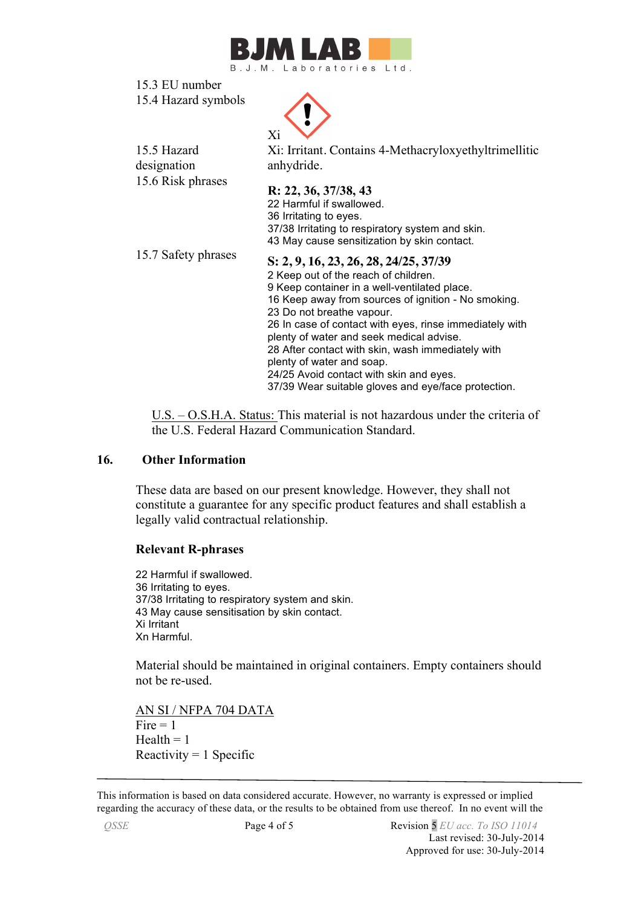15.3 EU number

15.4 Hazard symbols

Xi

15.5 Hazard designation

Xi: Irritant. Contains 4-Methacryloxyethyltrimellitic anhydride.

15.6 Risk phrases

**R: 22, 36, 37/38, 43**

22 Harmful if swallowed.
36 Irritating to eyes.
37/38 Irritating to respiratory system and skin.
43 May cause sensitization by skin contact.

15.7 Safety phrases

**S: 2, 9, 16, 23, 26, 28, 24/25, 37/39**

2 Keep out of the reach of children.
9 Keep container in a well-ventilated place.
16 Keep away from sources of ignition - No smoking.
23 Do not breathe vapour.
26 In case of contact with eyes, rinse immediately with plenty of water and seek medical advise.
28 After contact with skin, wash immediately with plenty of water and soap.
24/25 Avoid contact with skin and eyes.
37/39 Wear suitable gloves and eye/face protection.

U.S. – O.S.H.A. Status: This material is not hazardous under the criteria of the U.S. Federal Hazard Communication Standard.

## 16. Other Information

These data are based on our present knowledge. However, they shall not constitute a guarantee for any specific product features and shall establish a legally valid contractual relationship.

**Relevant R-phrases**

22 Harmful if swallowed.
36 Irritating to eyes.
37/38 Irritating to respiratory system and skin.
43 May cause sensitisation by skin contact.
Xi Irritant
Xn Harmful.

Material should be maintained in original containers. Empty containers should not be re-used.

AN SI / NFPA 704 DATA
Fire = 1
Health = 1
Reactivity = 1 Specific

This information is based on data considered accurate. However, no warranty is expressed or implied regarding the accuracy of these data, or the results to be obtained from use thereof. In no event will the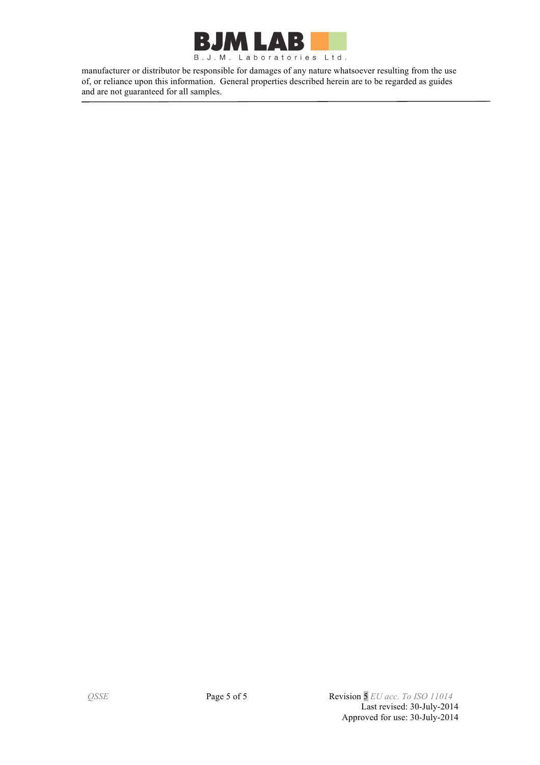manufacturer or distributor be responsible for damages of any nature whatsoever resulting from the use of, or reliance upon this information. General properties described herein are to be regarded as guides and are not guaranteed for all samples.